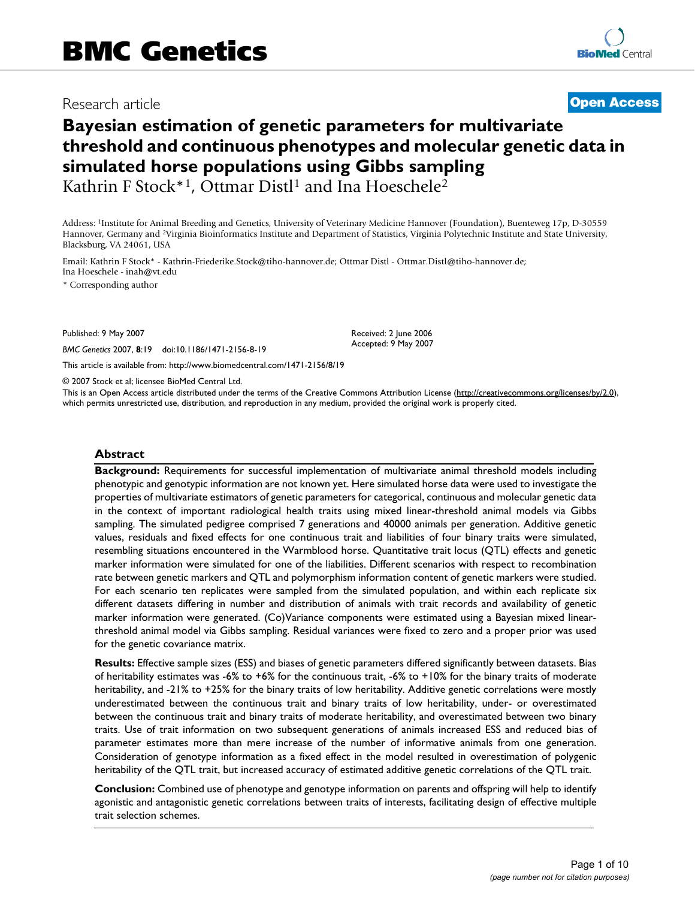BMC Genetics

Research article **Open Access**

# Bayesian estimation of genetic parameters for multivariate threshold and continuous phenotypes and molecular genetic data in simulated horse populations using Gibbs sampling

Kathrin F Stock*[1], Ottmar Distl[1] and Ina Hoeschele[2]

Address: [1]Institute for Animal Breeding and Genetics, University of Veterinary Medicine Hannover (Foundation), Buenteweg 17p, D-30559 Hannover, Germany and [2]Virginia Bioinformatics Institute and Department of Statistics, Virginia Polytechnic Institute and State University, Blacksburg, VA 24061, USA

Email: Kathrin F Stock* - Kathrin-Friederike.Stock@tiho-hannover.de; Ottmar Distl - Ottmar.Distl@tiho-hannover.de; Ina Hoeschele - inah@vt.edu

* Corresponding author

Published: 9 May 2007

*BMC Genetics* 2007, **8**:19 doi:10.1186/1471-2156-8-19

Received: 2 June 2006
Accepted: 9 May 2007

This article is available from: http://www.biomedcentral.com/1471-2156/8/19

© 2007 Stock et al; licensee BioMed Central Ltd.

This is an Open Access article distributed under the terms of the Creative Commons Attribution License (http://creativecommons.org/licenses/by/2.0), which permits unrestricted use, distribution, and reproduction in any medium, provided the original work is properly cited.

## Abstract

**Background:** Requirements for successful implementation of multivariate animal threshold models including phenotypic and genotypic information are not known yet. Here simulated horse data were used to investigate the properties of multivariate estimators of genetic parameters for categorical, continuous and molecular genetic data in the context of important radiological health traits using mixed linear-threshold animal models via Gibbs sampling. The simulated pedigree comprised 7 generations and 40000 animals per generation. Additive genetic values, residuals and fixed effects for one continuous trait and liabilities of four binary traits were simulated, resembling situations encountered in the Warmblood horse. Quantitative trait locus (QTL) effects and genetic marker information were simulated for one of the liabilities. Different scenarios with respect to recombination rate between genetic markers and QTL and polymorphism information content of genetic markers were studied. For each scenario ten replicates were sampled from the simulated population, and within each replicate six different datasets differing in number and distribution of animals with trait records and availability of genetic marker information were generated. (Co)Variance components were estimated using a Bayesian mixed linear-threshold animal model via Gibbs sampling. Residual variances were fixed to zero and a proper prior was used for the genetic covariance matrix.

**Results:** Effective sample sizes (ESS) and biases of genetic parameters differed significantly between datasets. Bias of heritability estimates was -6% to +6% for the continuous trait, -6% to +10% for the binary traits of moderate heritability, and -21% to +25% for the binary traits of low heritability. Additive genetic correlations were mostly underestimated between the continuous trait and binary traits of low heritability, under- or overestimated between the continuous trait and binary traits of moderate heritability, and overestimated between two binary traits. Use of trait information on two subsequent generations of animals increased ESS and reduced bias of parameter estimates more than mere increase of the number of informative animals from one generation. Consideration of genotype information as a fixed effect in the model resulted in overestimation of polygenic heritability of the QTL trait, but increased accuracy of estimated additive genetic correlations of the QTL trait.

**Conclusion:** Combined use of phenotype and genotype information on parents and offspring will help to identify agonistic and antagonistic genetic correlations between traits of interests, facilitating design of effective multiple trait selection schemes.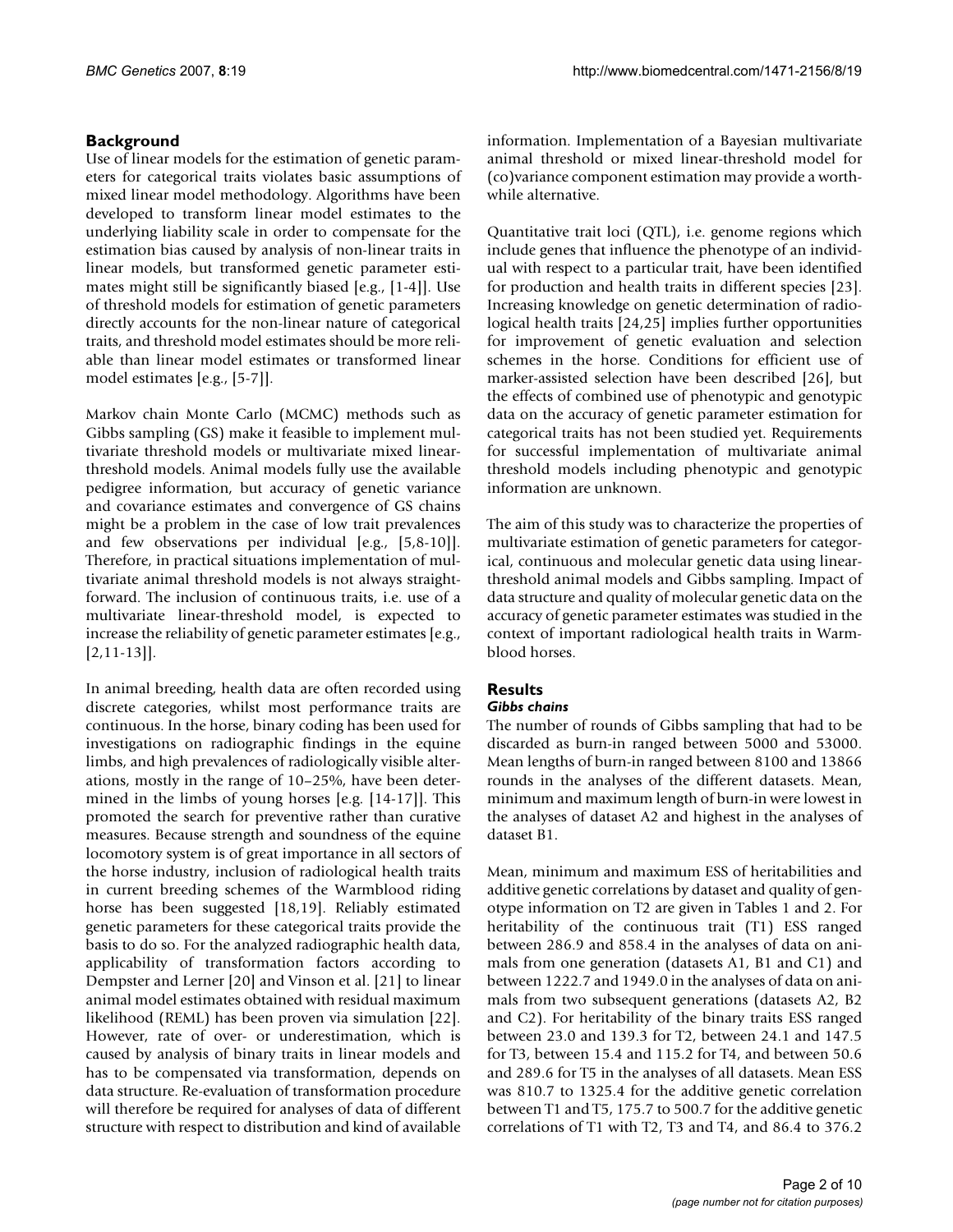## Background

Use of linear models for the estimation of genetic parameters for categorical traits violates basic assumptions of mixed linear model methodology. Algorithms have been developed to transform linear model estimates to the underlying liability scale in order to compensate for the estimation bias caused by analysis of non-linear traits in linear models, but transformed genetic parameter estimates might still be significantly biased [e.g., [1-4]]. Use of threshold models for estimation of genetic parameters directly accounts for the non-linear nature of categorical traits, and threshold model estimates should be more reliable than linear model estimates or transformed linear model estimates [e.g., [5-7]].

Markov chain Monte Carlo (MCMC) methods such as Gibbs sampling (GS) make it feasible to implement multivariate threshold models or multivariate mixed linear-threshold models. Animal models fully use the available pedigree information, but accuracy of genetic variance and covariance estimates and convergence of GS chains might be a problem in the case of low trait prevalences and few observations per individual [e.g., [5,8-10]]. Therefore, in practical situations implementation of multivariate animal threshold models is not always straightforward. The inclusion of continuous traits, i.e. use of a multivariate linear-threshold model, is expected to increase the reliability of genetic parameter estimates [e.g., [2,11-13]].

In animal breeding, health data are often recorded using discrete categories, whilst most performance traits are continuous. In the horse, binary coding has been used for investigations on radiographic findings in the equine limbs, and high prevalences of radiologically visible alterations, mostly in the range of 10–25%, have been determined in the limbs of young horses [e.g. [14-17]]. This promoted the search for preventive rather than curative measures. Because strength and soundness of the equine locomotory system is of great importance in all sectors of the horse industry, inclusion of radiological health traits in current breeding schemes of the Warmblood riding horse has been suggested [18,19]. Reliably estimated genetic parameters for these categorical traits provide the basis to do so. For the analyzed radiographic health data, applicability of transformation factors according to Dempster and Lerner [20] and Vinson et al. [21] to linear animal model estimates obtained with residual maximum likelihood (REML) has been proven via simulation [22]. However, rate of over- or underestimation, which is caused by analysis of binary traits in linear models and has to be compensated via transformation, depends on data structure. Re-evaluation of transformation procedure will therefore be required for analyses of data of different structure with respect to distribution and kind of available information. Implementation of a Bayesian multivariate animal threshold or mixed linear-threshold model for (co)variance component estimation may provide a worthwhile alternative.

Quantitative trait loci (QTL), i.e. genome regions which include genes that influence the phenotype of an individual with respect to a particular trait, have been identified for production and health traits in different species [23]. Increasing knowledge on genetic determination of radiological health traits [24,25] implies further opportunities for improvement of genetic evaluation and selection schemes in the horse. Conditions for efficient use of marker-assisted selection have been described [26], but the effects of combined use of phenotypic and genotypic data on the accuracy of genetic parameter estimation for categorical traits has not been studied yet. Requirements for successful implementation of multivariate animal threshold models including phenotypic and genotypic information are unknown.

The aim of this study was to characterize the properties of multivariate estimation of genetic parameters for categorical, continuous and molecular genetic data using linear-threshold animal models and Gibbs sampling. Impact of data structure and quality of molecular genetic data on the accuracy of genetic parameter estimates was studied in the context of important radiological health traits in Warmblood horses.

## Results

### Gibbs chains

The number of rounds of Gibbs sampling that had to be discarded as burn-in ranged between 5000 and 53000. Mean lengths of burn-in ranged between 8100 and 13866 rounds in the analyses of the different datasets. Mean, minimum and maximum length of burn-in were lowest in the analyses of dataset A2 and highest in the analyses of dataset B1.

Mean, minimum and maximum ESS of heritabilities and additive genetic correlations by dataset and quality of genotype information on T2 are given in Tables 1 and 2. For heritability of the continuous trait (T1) ESS ranged between 286.9 and 858.4 in the analyses of data on animals from one generation (datasets A1, B1 and C1) and between 1222.7 and 1949.0 in the analyses of data on animals from two subsequent generations (datasets A2, B2 and C2). For heritability of the binary traits ESS ranged between 23.0 and 139.3 for T2, between 24.1 and 147.5 for T3, between 15.4 and 115.2 for T4, and between 50.6 and 289.6 for T5 in the analyses of all datasets. Mean ESS was 810.7 to 1325.4 for the additive genetic correlation between T1 and T5, 175.7 to 500.7 for the additive genetic correlations of T1 with T2, T3 and T4, and 86.4 to 376.2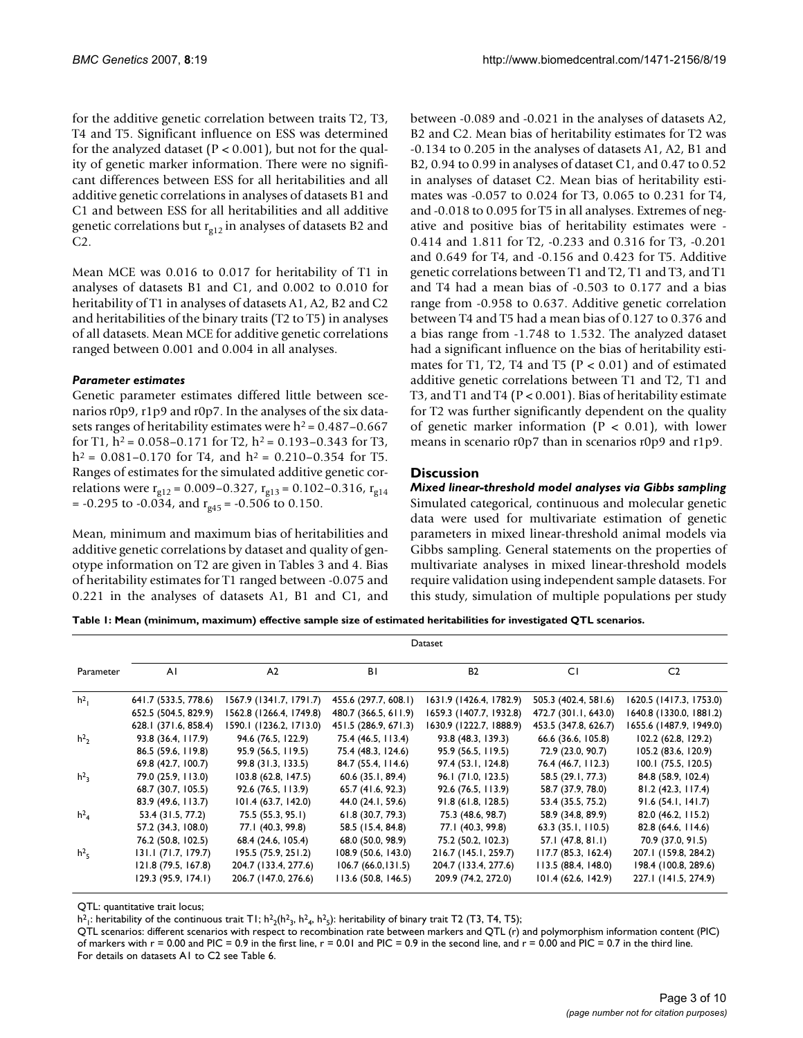for the additive genetic correlation between traits T2, T3, T4 and T5. Significant influence on ESS was determined for the analyzed dataset ($P < 0.001$), but not for the quality of genetic marker information. There were no significant differences between ESS for all heritabilities and all additive genetic correlations in analyses of datasets B1 and C1 and between ESS for all heritabilities and all additive genetic correlations but $r_{g12}$ in analyses of datasets B2 and C2.

Mean MCE was 0.016 to 0.017 for heritability of T1 in analyses of datasets B1 and C1, and 0.002 to 0.010 for heritability of T1 in analyses of datasets A1, A2, B2 and C2 and heritabilities of the binary traits (T2 to T5) in analyses of all datasets. Mean MCE for additive genetic correlations ranged between 0.001 and 0.004 in all analyses.

#### *Parameter estimates*

Genetic parameter estimates differed little between scenarios r0p9, r1p9 and r0p7. In the analyses of the six datasets ranges of heritability estimates were $h^2 = 0.487–0.667$ for T1, $h^2 = 0.058–0.171$ for T2, $h^2 = 0.193–0.343$ for T3, $h^2 = 0.081–0.170$ for T4, and $h^2 = 0.210–0.354$ for T5. Ranges of estimates for the simulated additive genetic correlations were $r_{g12} = 0.009–0.327$, $r_{g13} = 0.102–0.316$, $r_{g14} = -0.295$ to $-0.034$, and $r_{g45} = -0.506$ to $0.150$.

Mean, minimum and maximum bias of heritabilities and additive genetic correlations by dataset and quality of genotype information on T2 are given in Tables 3 and 4. Bias of heritability estimates for T1 ranged between -0.075 and 0.221 in the analyses of datasets A1, B1 and C1, and between -0.089 and -0.021 in the analyses of datasets A2, B2 and C2. Mean bias of heritability estimates for T2 was -0.134 to 0.205 in the analyses of datasets A1, A2, B1 and B2, 0.94 to 0.99 in analyses of dataset C1, and 0.47 to 0.52 in analyses of dataset C2. Mean bias of heritability estimates was -0.057 to 0.024 for T3, 0.065 to 0.231 for T4, and -0.018 to 0.095 for T5 in all analyses. Extremes of negative and positive bias of heritability estimates were -0.414 and 1.811 for T2, -0.233 and 0.316 for T3, -0.201 and 0.649 for T4, and -0.156 and 0.423 for T5. Additive genetic correlations between T1 and T2, T1 and T3, and T1 and T4 had a mean bias of -0.503 to 0.177 and a bias range from -0.958 to 0.637. Additive genetic correlation between T4 and T5 had a mean bias of 0.127 to 0.376 and a bias range from -1.748 to 1.532. The analyzed dataset had a significant influence on the bias of heritability estimates for T1, T2, T4 and T5 ($P < 0.01$) and of estimated additive genetic correlations between T1 and T2, T1 and T3, and T1 and T4 ($P < 0.001$). Bias of heritability estimate for T2 was further significantly dependent on the quality of genetic marker information ($P < 0.01$), with lower means in scenario r0p7 than in scenarios r0p9 and r1p9.

## Discussion

#### *Mixed linear-threshold model analyses via Gibbs sampling*

Simulated categorical, continuous and molecular genetic data were used for multivariate estimation of genetic parameters in mixed linear-threshold animal models via Gibbs sampling. General statements on the properties of multivariate analyses in mixed linear-threshold models require validation using independent sample datasets. For this study, simulation of multiple populations per study

**Table 1: Mean (minimum, maximum) effective sample size of estimated heritabilities for investigated QTL scenarios.**

| Parameter | Dataset | | | | | |
|---|---|---|---|---|---|---|
| | A1 | A2 | B1 | B2 | C1 | C2 |
| $h^2_1$ | 641.7 (533.5, 778.6) | 1567.9 (1341.7, 1791.7) | 455.6 (297.7, 608.1) | 1631.9 (1426.4, 1782.9) | 505.3 (402.4, 581.6) | 1620.5 (1417.3, 1753.0) |
| | 652.5 (504.5, 829.9) | 1562.8 (1266.4, 1749.8) | 480.7 (366.5, 611.9) | 1659.3 (1407.7, 1932.8) | 472.7 (301.1, 643.0) | 1640.8 (1330.0, 1881.2) |
| | 628.1 (371.6, 858.4) | 1590.1 (1236.2, 1713.0) | 451.5 (286.9, 671.3) | 1630.9 (1222.7, 1888.9) | 453.5 (347.8, 626.7) | 1655.6 (1487.9, 1949.0) |
| $h^2_2$ | 93.8 (36.4, 117.9) | 94.6 (76.5, 122.9) | 75.4 (46.5, 113.4) | 93.8 (48.3, 139.3) | 66.6 (36.6, 105.8) | 102.2 (62.8, 129.2) |
| | 86.5 (59.6, 119.8) | 95.9 (56.5, 119.5) | 75.4 (48.3, 124.6) | 95.9 (56.5, 119.5) | 72.9 (23.0, 90.7) | 105.2 (83.6, 120.9) |
| | 69.8 (42.7, 100.7) | 99.8 (31.3, 133.5) | 84.7 (55.4, 114.6) | 97.4 (53.1, 124.8) | 76.4 (46.7, 112.3) | 100.1 (75.5, 120.5) |
| $h^2_3$ | 79.0 (25.9, 113.0) | 103.8 (62.8, 147.5) | 60.6 (35.1, 89.4) | 96.1 (71.0, 123.5) | 58.5 (29.1, 77.3) | 84.8 (58.9, 102.4) |
| | 68.7 (30.7, 105.5) | 92.6 (76.5, 113.9) | 65.7 (41.6, 92.3) | 92.6 (76.5, 113.9) | 58.7 (37.9, 78.0) | 81.2 (42.3, 117.4) |
| | 83.9 (49.6, 113.7) | 101.4 (63.7, 142.0) | 44.0 (24.1, 59.6) | 91.8 (61.8, 128.5) | 53.4 (35.5, 75.2) | 91.6 (54.1, 141.7) |
| $h^2_4$ | 53.4 (31.5, 77.2) | 75.5 (55.3, 95.1) | 61.8 (30.7, 79.3) | 75.3 (48.6, 98.7) | 58.9 (34.8, 89.9) | 82.0 (46.2, 115.2) |
| | 57.2 (34.3, 108.0) | 77.1 (40.3, 99.8) | 58.5 (15.4, 84.8) | 77.1 (40.3, 99.8) | 63.3 (35.1, 110.5) | 82.8 (64.6, 114.6) |
| | 76.2 (50.8, 102.5) | 68.4 (24.6, 105.4) | 68.0 (50.0, 98.9) | 75.2 (50.2, 102.3) | 57.1 (47.8, 81.1) | 70.9 (37.0, 91.5) |
| $h^2_5$ | 131.1 (71.7, 179.7) | 195.5 (75.9, 251.2) | 108.9 (50.6, 143.0) | 216.7 (145.1, 259.7) | 117.7 (85.3, 162.4) | 207.1 (159.8, 284.2) |
| | 121.8 (79.5, 167.8) | 204.7 (133.4, 277.6) | 106.7 (66.0,131.5) | 204.7 (133.4, 277.6) | 113.5 (88.4, 148.0) | 198.4 (100.8, 289.6) |
| | 129.3 (95.9, 174.1) | 206.7 (147.0, 276.6) | 113.6 (50.8, 146.5) | 209.9 (74.2, 272.0) | 101.4 (62.6, 142.9) | 227.1 (141.5, 274.9) |

QTL: quantitative trait locus;
$h^2_1$: heritability of the continuous trait T1; $h^2_2$($h^2_3$, $h^2_4$, $h^2_5$): heritability of binary trait T2 (T3, T4, T5);
QTL scenarios: different scenarios with respect to recombination rate between markers and QTL (r) and polymorphism information content (PIC) of markers with r = 0.00 and PIC = 0.9 in the first line, r = 0.01 and PIC = 0.9 in the second line, and r = 0.00 and PIC = 0.7 in the third line.
For details on datasets A1 to C2 see Table 6.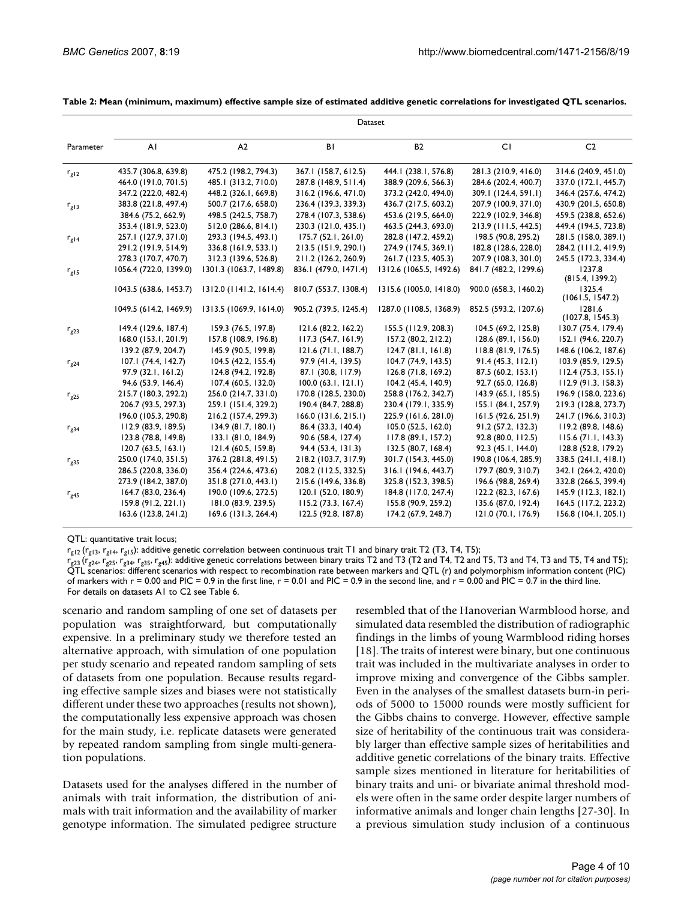**Table 2: Mean (minimum, maximum) effective sample size of estimated additive genetic correlations for investigated QTL scenarios.**

| Parameter | Dataset | | | | | |
|---|---|---|---|---|---|---|
| | A1 | A2 | B1 | B2 | C1 | C2 |
| $r_{g12}$ | 435.7 (306.8, 639.8) | 475.2 (198.2, 794.3) | 367.1 (158.7, 612.5) | 444.1 (238.1, 576.8) | 281.3 (210.9, 416.0) | 314.6 (240.9, 451.0) |
| | 464.0 (191.0, 701.5) | 485.1 (313.2, 710.0) | 287.8 (148.9, 511.4) | 388.9 (209.6, 566.3) | 284.6 (202.4, 400.7) | 337.0 (172.1, 445.7) |
| | 347.2 (222.0, 482.4) | 448.2 (326.1, 669.8) | 316.2 (196.6, 471.0) | 373.2 (242.0, 494.0) | 309.1 (124.4, 591.1) | 346.4 (257.6, 474.2) |
| $r_{g13}$ | 383.8 (221.8, 497.4) | 500.7 (217.6, 658.0) | 236.4 (139.3, 339.3) | 436.7 (217.5, 603.2) | 207.9 (100.9, 371.0) | 430.9 (201.5, 650.8) |
| | 384.6 (75.2, 662.9) | 498.5 (242.5, 758.7) | 278.4 (107.3, 538.6) | 453.6 (219.5, 664.0) | 222.9 (102.9, 346.8) | 459.5 (238.8, 652.6) |
| | 353.4 (181.9, 523.0) | 512.0 (286.6, 814.1) | 230.3 (121.0, 435.1) | 463.5 (244.3, 693.0) | 213.9 (111.5, 442.5) | 449.4 (194.5, 723.8) |
| $r_{g14}$ | 257.1 (127.9, 371.0) | 293.3 (194.5, 493.1) | 175.7 (52.1, 261.0) | 282.8 (147.2, 459.2) | 198.5 (90.8, 295.2) | 281.5 (158.0, 389.1) |
| | 291.2 (191.9, 514.9) | 336.8 (161.9, 533.1) | 213.5 (151.9, 290.1) | 274.9 (174.5, 369.1) | 182.8 (128.6, 228.0) | 284.2 (111.2, 419.9) |
| | 278.3 (170.7, 470.7) | 312.3 (139.6, 526.8) | 211.2 (126.2, 260.9) | 261.7 (123.5, 405.3) | 207.9 (108.3, 301.0) | 245.5 (172.3, 334.4) |
| $r_{g15}$ | 1056.4 (722.0, 1399.0) | 1301.3 (1063.7, 1489.8) | 836.1 (479.0, 1471.4) | 1312.6 (1065.5, 1492.6) | 841.7 (482.2, 1299.6) | 1237.8 (815.4, 1399.2) |
| | 1043.5 (638.6, 1453.7) | 1312.0 (1141.2, 1614.4) | 810.7 (553.7, 1308.4) | 1315.6 (1005.0, 1418.0) | 900.0 (658.3, 1460.2) | 1325.4 (1061.5, 1547.2) |
| | 1049.5 (614.2, 1469.9) | 1313.5 (1069.9, 1614.0) | 905.2 (739.5, 1245.4) | 1287.0 (1108.5, 1368.9) | 852.5 (593.2, 1207.6) | 1281.6 (1027.8, 1545.3) |
| $r_{g23}$ | 149.4 (129.6, 187.4) | 159.3 (76.5, 197.8) | 121.6 (82.2, 162.2) | 155.5 (112.9, 208.3) | 104.5 (69.2, 125.8) | 130.7 (75.4, 179.4) |
| | 168.0 (153.1, 201.9) | 157.8 (108.9, 196.8) | 117.3 (54.7, 161.9) | 157.2 (80.2, 212.2) | 128.6 (89.1, 156.0) | 152.1 (94.6, 220.7) |
| | 139.2 (87.9, 204.7) | 145.9 (90.5, 199.8) | 121.6 (71.1, 188.7) | 124.7 (81.1, 161.8) | 118.8 (81.9, 176.5) | 148.6 (106.2, 187.6) |
| $r_{g24}$ | 107.1 (74.4, 142.7) | 104.5 (42.2, 155.4) | 97.9 (41.4, 139.5) | 104.7 (74.9, 143.5) | 91.4 (45.3, 112.1) | 103.9 (85.9, 129.5) |
| | 97.9 (32.1, 161.2) | 124.8 (94.2, 192.8) | 87.1 (30.8, 117.9) | 126.8 (71.8, 169.2) | 87.5 (60.2, 153.1) | 112.4 (75.3, 155.1) |
| | 94.6 (53.9, 146.4) | 107.4 (60.5, 132.0) | 100.0 (63.1, 121.1) | 104.2 (45.4, 140.9) | 92.7 (65.0, 126.8) | 112.9 (91.3, 158.3) |
| $r_{g25}$ | 215.7 (180.3, 292.2) | 256.0 (214.7, 331.0) | 170.8 (128.5, 230.0) | 258.8 (176.2, 342.7) | 143.9 (65.1, 185.5) | 196.9 (158.0, 223.6) |
| | 206.7 (93.5, 297.3) | 259.1 (151.4, 329.2) | 190.4 (84.7, 288.8) | 230.4 (179.1, 335.9) | 155.1 (84.1, 257.9) | 219.3 (128.8, 273.7) |
| | 196.0 (105.3, 290.8) | 216.2 (157.4, 299.3) | 166.0 (131.6, 215.1) | 225.9 (161.6, 281.0) | 161.5 (92.6, 251.9) | 241.7 (196.6, 310.3) |
| $r_{g34}$ | 112.9 (83.9, 189.5) | 134.9 (81.7, 180.1) | 86.4 (33.3, 140.4) | 105.0 (52.5, 162.0) | 91.2 (57.2, 132.3) | 119.2 (89.8, 148.6) |
| | 123.8 (78.8, 149.8) | 133.1 (81.0, 184.9) | 90.6 (58.4, 127.4) | 117.8 (89.1, 157.2) | 92.8 (80.0, 112.5) | 115.6 (71.1, 143.3) |
| | 120.7 (63.5, 163.1) | 121.4 (60.5, 159.8) | 94.4 (53.4, 131.3) | 132.5 (80.7, 168.4) | 92.3 (45.1, 144.0) | 128.8 (52.8, 179.2) |
| $r_{g35}$ | 250.0 (174.0, 351.5) | 376.2 (281.8, 491.5) | 218.2 (103.7, 317.9) | 301.7 (154.3, 445.0) | 190.8 (106.4, 285.9) | 338.5 (241.1, 418.1) |
| | 286.5 (220.8, 336.0) | 356.4 (224.6, 473.6) | 208.2 (112.5, 332.5) | 316.1 (194.6, 443.7) | 179.7 (80.9, 310.7) | 342.1 (264.2, 420.0) |
| | 273.9 (184.2, 387.0) | 351.8 (271.0, 443.1) | 215.6 (149.6, 336.8) | 325.8 (152.3, 398.5) | 196.6 (98.8, 269.4) | 332.8 (266.5, 399.4) |
| $r_{g45}$ | 164.7 (83.0, 236.4) | 190.0 (109.6, 272.5) | 120.1 (52.0, 180.9) | 184.8 (117.0, 247.4) | 122.2 (82.3, 167.6) | 145.9 (112.3, 182.1) |
| | 159.8 (91.2, 221.1) | 181.0 (83.9, 239.5) | 115.2 (73.3, 167.4) | 155.8 (90.9, 259.2) | 135.6 (87.0, 192.4) | 164.5 (117.2, 223.2) |
| | 163.6 (123.8, 241.2) | 169.6 (131.3, 264.4) | 122.5 (92.8, 187.8) | 174.2 (67.9, 248.7) | 121.0 (70.1, 176.9) | 156.8 (104.1, 205.1) |

QTL: quantitative trait locus;

$r_{g12}$ ($r_{g13}$, $r_{g14}$, $r_{g15}$): additive genetic correlation between continuous trait T1 and binary trait T2 (T3, T4, T5);

$r_{g23}$ ($r_{g24}$, $r_{g25}$, $r_{g34}$, $r_{g35}$, $r_{g45}$): additive genetic correlations between binary traits T2 and T3 (T2 and T4, T2 and T5, T3 and T4, T3 and T5, T4 and T5);

QTL scenarios: different scenarios with respect to recombination rate between markers and QTL (r) and polymorphism information content (PIC) of markers with r = 0.00 and PIC = 0.9 in the first line, r = 0.01 and PIC = 0.9 in the second line, and r = 0.00 and PIC = 0.7 in the third line.

For details on datasets A1 to C2 see Table 6.

scenario and random sampling of one set of datasets per population was straightforward, but computationally expensive. In a preliminary study we therefore tested an alternative approach, with simulation of one population per study scenario and repeated random sampling of sets of datasets from one population. Because results regarding effective sample sizes and biases were not statistically different under these two approaches (results not shown), the computationally less expensive approach was chosen for the main study, i.e. replicate datasets were generated by repeated random sampling from single multi-generation populations.

Datasets used for the analyses differed in the number of animals with trait information, the distribution of animals with trait information and the availability of marker genotype information. The simulated pedigree structure resembled that of the Hanoverian Warmblood horse, and simulated data resembled the distribution of radiographic findings in the limbs of young Warmblood riding horses [18]. The traits of interest were binary, but one continuous trait was included in the multivariate analyses in order to improve mixing and convergence of the Gibbs sampler. Even in the analyses of the smallest datasets burn-in periods of 5000 to 15000 rounds were mostly sufficient for the Gibbs chains to converge. However, effective sample size of heritability of the continuous trait was considerably larger than effective sample sizes of heritabilities and additive genetic correlations of the binary traits. Effective sample sizes mentioned in literature for heritabilities of binary traits and uni- or bivariate animal threshold models were often in the same order despite larger numbers of informative animals and longer chain lengths [27-30]. In a previous simulation study inclusion of a continuous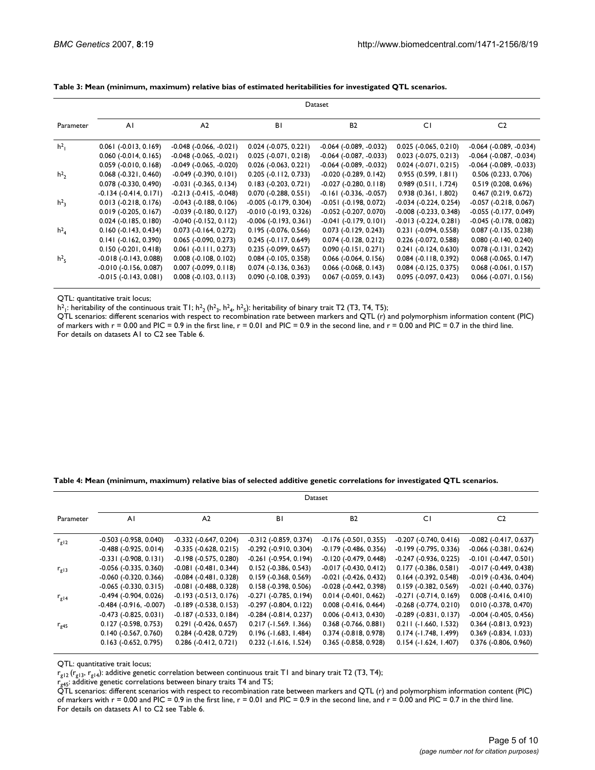**Table 3: Mean (minimum, maximum) relative bias of estimated heritabilities for investigated QTL scenarios.**

| Parameter | Dataset | | | | | |
|---|---|---|---|---|---|---|
| | A1 | A2 | B1 | B2 | C1 | C2 |
| $h^2_1$ | 0.061 (-0.013, 0.169) | -0.048 (-0.066, -0.021) | 0.024 (-0.075, 0.221) | -0.064 (-0.089, -0.032) | 0.025 (-0.065, 0.210) | -0.064 (-0.089, -0.034) |
| | 0.060 (-0.014, 0.165) | -0.048 (-0.065, -0.021) | 0.025 (-0.071, 0.218) | -0.064 (-0.087, -0.033) | 0.023 (-0.075, 0.213) | -0.064 (-0.087, -0.034) |
| | 0.059 (-0.010, 0.168) | -0.049 (-0.065, -0.020) | 0.026 (-0.063, 0.221) | -0.064 (-0.089, -0.032) | 0.024 (-0.071, 0.215) | -0.064 (-0.089, -0.033) |
| $h^2_2$ | 0.068 (-0.321, 0.460) | -0.049 (-0.390, 0.101) | 0.205 (-0.112, 0.733) | -0.020 (-0.289, 0.142) | 0.955 (0.599, 1.811) | 0.506 (0.233, 0.706) |
| | 0.078 (-0.330, 0.490) | -0.031 (-0.365, 0.134) | 0.183 (-0.203, 0.721) | -0.027 (-0.280, 0.118) | 0.989 (0.511, 1.724) | 0.519 (0.208, 0.696) |
| | -0.134 (-0.414, 0.171) | -0.213 (-0.415, -0.048) | 0.070 (-0.288, 0.551) | -0.161 (-0.336, -0.057) | 0.938 (0.361, 1.802) | 0.467 (0.219, 0.672) |
| $h^2_3$ | 0.013 (-0.218, 0.176) | -0.043 (-0.188, 0.106) | -0.005 (-0.179, 0.304) | -0.051 (-0.198, 0.072) | -0.034 (-0.224, 0.254) | -0.057 (-0.218, 0.067) |
| | 0.019 (-0.205, 0.167) | -0.039 (-0.180, 0.127) | -0.010 (-0.193, 0.326) | -0.052 (-0.207, 0.070) | -0.008 (-0.233, 0.348) | -0.055 (-0.177, 0.049) |
| | 0.024 (-0.185, 0.180) | -0.040 (-0.152, 0.112) | -0.006 (-0.193, 0.361) | -0.041 (-0.179, 0.101) | -0.013 (-0.224, 0.281) | -0.045 (-0.178, 0.082) |
| $h^2_4$ | 0.160 (-0.143, 0.434) | 0.073 (-0.164, 0.272) | 0.195 (-0.076, 0.566) | 0.073 (-0.129, 0.243) | 0.231 (-0.094, 0.558) | 0.087 (-0.135, 0.238) |
| | 0.141 (-0.162, 0.390) | 0.065 (-0.090, 0.273) | 0.245 (-0.117, 0.649) | 0.074 (-0.128, 0.212) | 0.226 (-0.072, 0.588) | 0.080 (-0.140, 0.240) |
| | 0.150 (-0.201, 0.418) | 0.061 (-0.111, 0.273) | 0.235 (-0.099, 0.657) | 0.090 (-0.151, 0.271) | 0.241 (-0.124, 0.630) | 0.078 (-0.131, 0.242) |
| $h^2_5$ | -0.018 (-0.143, 0.088) | 0.008 (-0.108, 0.102) | 0.084 (-0.105, 0.358) | 0.066 (-0.064, 0.156) | 0.084 (-0.118, 0.392) | 0.068 (-0.065, 0.147) |
| | -0.010 (-0.156, 0.087) | 0.007 (-0.099, 0.118) | 0.074 (-0.136, 0.363) | 0.066 (-0.068, 0.143) | 0.084 (-0.125, 0.375) | 0.068 (-0.061, 0.157) |
| | -0.015 (-0.143, 0.081) | 0.008 (-0.103, 0.113) | 0.090 (-0.108, 0.393) | 0.067 (-0.059, 0.143) | 0.095 (-0.097, 0.423) | 0.066 (-0.071, 0.156) |

QTL: quantitative trait locus;
$h^2_1$: heritability of the continuous trait T1; $h^2_2$ ($h^2_3$, $h^2_4$, $h^2_5$): heritability of binary trait T2 (T3, T4, T5);
QTL scenarios: different scenarios with respect to recombination rate between markers and QTL (r) and polymorphism information content (PIC) of markers with r = 0.00 and PIC = 0.9 in the first line, r = 0.01 and PIC = 0.9 in the second line, and r = 0.00 and PIC = 0.7 in the third line.
For details on datasets A1 to C2 see Table 6.

**Table 4: Mean (minimum, maximum) relative bias of selected additive genetic correlations for investigated QTL scenarios.**

| Parameter | Dataset | | | | | |
|---|---|---|---|---|---|---|
| | A1 | A2 | B1 | B2 | C1 | C2 |
| $r_{g12}$ | -0.503 (-0.958, 0.040) | -0.332 (-0.647, 0.204) | -0.312 (-0.859, 0.374) | -0.176 (-0.501, 0.355) | -0.207 (-0.740, 0.416) | -0.082 (-0.417, 0.637) |
| | -0.488 (-0.925, 0.014) | -0.335 (-0.628, 0.215) | -0.292 (-0.910, 0.304) | -0.179 (-0.486, 0.356) | -0.199 (-0.795, 0.336) | -0.066 (-0.381, 0.624) |
| | -0.331 (-0.908, 0.131) | -0.198 (-0.575, 0.280) | -0.261 (-0.954, 0.194) | -0.120 (-0.479, 0.448) | -0.247 (-0.936, 0.225) | -0.101 (-0.447, 0.501) |
| $r_{g13}$ | -0.056 (-0.335, 0.360) | -0.081 (-0.481, 0.344) | 0.152 (-0.386, 0.543) | -0.017 (-0.430, 0.412) | 0.177 (-0.386, 0.581) | -0.017 (-0.449, 0.438) |
| | -0.060 (-0.320, 0.366) | -0.084 (-0.481, 0.328) | 0.159 (-0.368, 0.569) | -0.021 (-0.426, 0.432) | 0.164 (-0.392, 0.548) | -0.019 (-0.436, 0.404) |
| | -0.065 (-0.330, 0.315) | -0.081 (-0.488, 0.328) | 0.158 (-0.398, 0.506) | -0.028 (-0.442, 0.398) | 0.159 (-0.382, 0.569) | -0.021 (-0.440, 0.376) |
| $r_{g14}$ | -0.494 (-0.904, 0.026) | -0.193 (-0.513, 0.176) | -0.271 (-0.785, 0.194) | 0.014 (-0.401, 0.462) | -0.271 (-0.714, 0.169) | 0.008 (-0.416, 0.410) |
| | -0.484 (-0.916, -0.007) | -0.189 (-0.538, 0.153) | -0.297 (-0.804, 0.122) | 0.008 (-0.416, 0.464) | -0.268 (-0.774, 0.210) | 0.010 (-0.378, 0.470) |
| | -0.473 (-0.825, 0.031) | -0.187 (-0.533, 0.184) | -0.284 (-0.814, 0.237) | 0.006 (-0.413, 0.430) | -0.289 (-0.831, 0.137) | -0.004 (-0.405, 0.456) |
| $r_{g45}$ | 0.127 (-0.598, 0.753) | 0.291 (-0.426, 0.657) | 0.217 (-1.569. 1.366) | 0.368 (-0.766, 0.881) | 0.211 (-1.660, 1.532) | 0.364 (-0.813, 0.923) |
| | 0.140 (-0.567, 0.760) | 0.284 (-0.428, 0.729) | 0.196 (-1.683, 1.484) | 0.374 (-0.818, 0.978) | 0.174 (-1.748, 1.499) | 0.369 (-0.834, 1.033) |
| | 0.163 (-0.652, 0.795) | 0.286 (-0.412, 0.721) | 0.232 (-1.616, 1.524) | 0.365 (-0.858, 0.928) | 0.154 (-1.624, 1.407) | 0.376 (-0.806, 0.960) |

QTL: quantitative trait locus;
$r_{g12}$ ($r_{g13}$, $r_{g14}$): additive genetic correlation between continuous trait T1 and binary trait T2 (T3, T4);
$r_{g45}$: additive genetic correlations between binary traits T4 and T5;
QTL scenarios: different scenarios with respect to recombination rate between markers and QTL (r) and polymorphism information content (PIC) of markers with r = 0.00 and PIC = 0.9 in the first line, r = 0.01 and PIC = 0.9 in the second line, and r = 0.00 and PIC = 0.7 in the third line.
For details on datasets A1 to C2 see Table 6.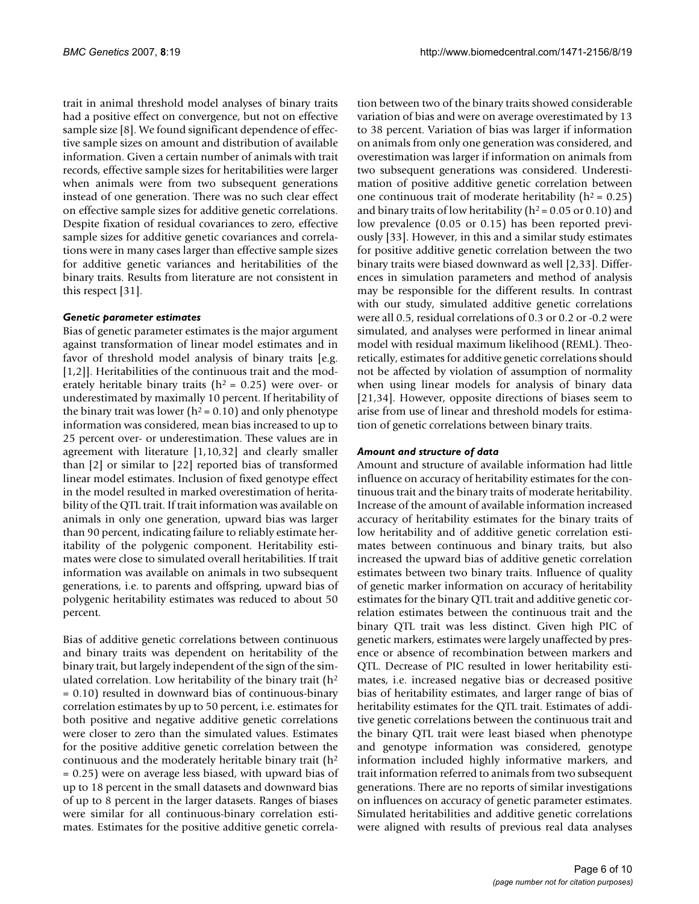trait in animal threshold model analyses of binary traits had a positive effect on convergence, but not on effective sample size [8]. We found significant dependence of effective sample sizes on amount and distribution of available information. Given a certain number of animals with trait records, effective sample sizes for heritabilities were larger when animals were from two subsequent generations instead of one generation. There was no such clear effect on effective sample sizes for additive genetic correlations. Despite fixation of residual covariances to zero, effective sample sizes for additive genetic covariances and correlations were in many cases larger than effective sample sizes for additive genetic variances and heritabilities of the binary traits. Results from literature are not consistent in this respect [31].

### *Genetic parameter estimates*

Bias of genetic parameter estimates is the major argument against transformation of linear model estimates and in favor of threshold model analysis of binary traits [e.g. [1,2]]. Heritabilities of the continuous trait and the moderately heritable binary traits ($h^2 = 0.25$) were over- or underestimated by maximally 10 percent. If heritability of the binary trait was lower ($h^2 = 0.10$) and only phenotype information was considered, mean bias increased to up to 25 percent over- or underestimation. These values are in agreement with literature [1,10,32] and clearly smaller than [2] or similar to [22] reported bias of transformed linear model estimates. Inclusion of fixed genotype effect in the model resulted in marked overestimation of heritability of the QTL trait. If trait information was available on animals in only one generation, upward bias was larger than 90 percent, indicating failure to reliably estimate heritability of the polygenic component. Heritability estimates were close to simulated overall heritabilities. If trait information was available on animals in two subsequent generations, i.e. to parents and offspring, upward bias of polygenic heritability estimates was reduced to about 50 percent.

Bias of additive genetic correlations between continuous and binary traits was dependent on heritability of the binary trait, but largely independent of the sign of the simulated correlation. Low heritability of the binary trait ($h^2 = 0.10$) resulted in downward bias of continuous-binary correlation estimates by up to 50 percent, i.e. estimates for both positive and negative additive genetic correlations were closer to zero than the simulated values. Estimates for the positive additive genetic correlation between the continuous and the moderately heritable binary trait ($h^2 = 0.25$) were on average less biased, with upward bias of up to 18 percent in the small datasets and downward bias of up to 8 percent in the larger datasets. Ranges of biases were similar for all continuous-binary correlation estimates. Estimates for the positive additive genetic correlation between two of the binary traits showed considerable variation of bias and were on average overestimated by 13 to 38 percent. Variation of bias was larger if information on animals from only one generation was considered, and overestimation was larger if information on animals from two subsequent generations was considered. Underestimation of positive additive genetic correlation between one continuous trait of moderate heritability ($h^2 = 0.25$) and binary traits of low heritability ($h^2 = 0.05$ or $0.10$) and low prevalence (0.05 or 0.15) has been reported previously [33]. However, in this and a similar study estimates for positive additive genetic correlation between the two binary traits were biased downward as well [2,33]. Differences in simulation parameters and method of analysis may be responsible for the different results. In contrast with our study, simulated additive genetic correlations were all 0.5, residual correlations of 0.3 or 0.2 or -0.2 were simulated, and analyses were performed in linear animal model with residual maximum likelihood (REML). Theoretically, estimates for additive genetic correlations should not be affected by violation of assumption of normality when using linear models for analysis of binary data [21,34]. However, opposite directions of biases seem to arise from use of linear and threshold models for estimation of genetic correlations between binary traits.

### *Amount and structure of data*

Amount and structure of available information had little influence on accuracy of heritability estimates for the continuous trait and the binary traits of moderate heritability. Increase of the amount of available information increased accuracy of heritability estimates for the binary traits of low heritability and of additive genetic correlation estimates between continuous and binary traits, but also increased the upward bias of additive genetic correlation estimates between two binary traits. Influence of quality of genetic marker information on accuracy of heritability estimates for the binary QTL trait and additive genetic correlation estimates between the continuous trait and the binary QTL trait was less distinct. Given high PIC of genetic markers, estimates were largely unaffected by presence or absence of recombination between markers and QTL. Decrease of PIC resulted in lower heritability estimates, i.e. increased negative bias or decreased positive bias of heritability estimates, and larger range of bias of heritability estimates for the QTL trait. Estimates of additive genetic correlations between the continuous trait and the binary QTL trait were least biased when phenotype and genotype information was considered, genotype information included highly informative markers, and trait information referred to animals from two subsequent generations. There are no reports of similar investigations on influences on accuracy of genetic parameter estimates. Simulated heritabilities and additive genetic correlations were aligned with results of previous real data analyses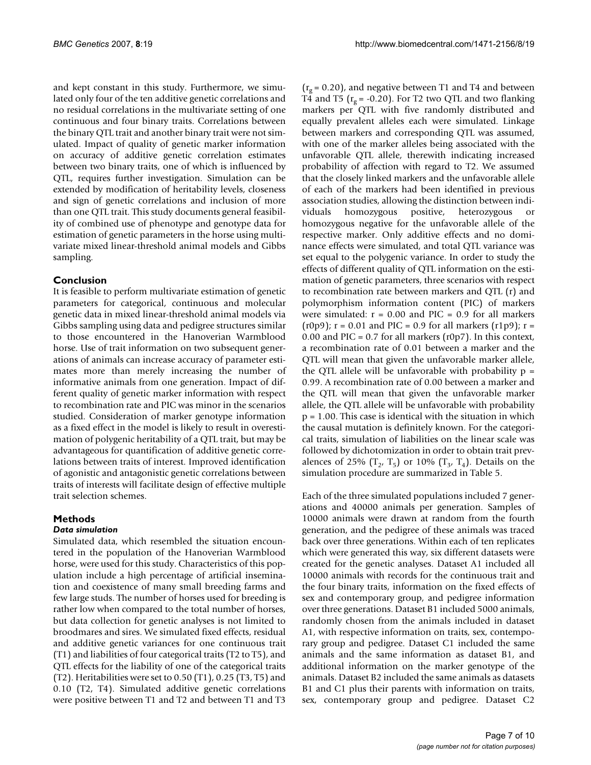and kept constant in this study. Furthermore, we simulated only four of the ten additive genetic correlations and no residual correlations in the multivariate setting of one continuous and four binary traits. Correlations between the binary QTL trait and another binary trait were not simulated. Impact of quality of genetic marker information on accuracy of additive genetic correlation estimates between two binary traits, one of which is influenced by QTL, requires further investigation. Simulation can be extended by modification of heritability levels, closeness and sign of genetic correlations and inclusion of more than one QTL trait. This study documents general feasibility of combined use of phenotype and genotype data for estimation of genetic parameters in the horse using multivariate mixed linear-threshold animal models and Gibbs sampling.

## Conclusion

It is feasible to perform multivariate estimation of genetic parameters for categorical, continuous and molecular genetic data in mixed linear-threshold animal models via Gibbs sampling using data and pedigree structures similar to those encountered in the Hanoverian Warmblood horse. Use of trait information on two subsequent generations of animals can increase accuracy of parameter estimates more than merely increasing the number of informative animals from one generation. Impact of different quality of genetic marker information with respect to recombination rate and PIC was minor in the scenarios studied. Consideration of marker genotype information as a fixed effect in the model is likely to result in overestimation of polygenic heritability of a QTL trait, but may be advantageous for quantification of additive genetic correlations between traits of interest. Improved identification of agonistic and antagonistic genetic correlations between traits of interests will facilitate design of effective multiple trait selection schemes.

## Methods

### *Data simulation*

Simulated data, which resembled the situation encountered in the population of the Hanoverian Warmblood horse, were used for this study. Characteristics of this population include a high percentage of artificial insemination and coexistence of many small breeding farms and few large studs. The number of horses used for breeding is rather low when compared to the total number of horses, but data collection for genetic analyses is not limited to broodmares and sires. We simulated fixed effects, residual and additive genetic variances for one continuous trait (T1) and liabilities of four categorical traits (T2 to T5), and QTL effects for the liability of one of the categorical traits (T2). Heritabilities were set to 0.50 (T1), 0.25 (T3, T5) and 0.10 (T2, T4). Simulated additive genetic correlations were positive between T1 and T2 and between T1 and T3 ($r_g$ = 0.20), and negative between T1 and T4 and between T4 and T5 ($r_g$ = -0.20). For T2 two QTL and two flanking markers per QTL with five randomly distributed and equally prevalent alleles each were simulated. Linkage between markers and corresponding QTL was assumed, with one of the marker alleles being associated with the unfavorable QTL allele, therewith indicating increased probability of affection with regard to T2. We assumed that the closely linked markers and the unfavorable allele of each of the markers had been identified in previous association studies, allowing the distinction between individuals homozygous positive, heterozygous or homozygous negative for the unfavorable allele of the respective marker. Only additive effects and no dominance effects were simulated, and total QTL variance was set equal to the polygenic variance. In order to study the effects of different quality of QTL information on the estimation of genetic parameters, three scenarios with respect to recombination rate between markers and QTL (r) and polymorphism information content (PIC) of markers were simulated: r = 0.00 and PIC = 0.9 for all markers (r0p9); r = 0.01 and PIC = 0.9 for all markers (r1p9); r = 0.00 and PIC = 0.7 for all markers (r0p7). In this context, a recombination rate of 0.01 between a marker and the QTL will mean that given the unfavorable marker allele, the QTL allele will be unfavorable with probability p = 0.99. A recombination rate of 0.00 between a marker and the QTL will mean that given the unfavorable marker allele, the QTL allele will be unfavorable with probability p = 1.00. This case is identical with the situation in which the causal mutation is definitely known. For the categorical traits, simulation of liabilities on the linear scale was followed by dichotomization in order to obtain trait prevalences of 25% ($T_2$, $T_5$) or 10% ($T_3$, $T_4$). Details on the simulation procedure are summarized in Table 5.

Each of the three simulated populations included 7 generations and 40000 animals per generation. Samples of 10000 animals were drawn at random from the fourth generation, and the pedigree of these animals was traced back over three generations. Within each of ten replicates which were generated this way, six different datasets were created for the genetic analyses. Dataset A1 included all 10000 animals with records for the continuous trait and the four binary traits, information on the fixed effects of sex and contemporary group, and pedigree information over three generations. Dataset B1 included 5000 animals, randomly chosen from the animals included in dataset A1, with respective information on traits, sex, contemporary group and pedigree. Dataset C1 included the same animals and the same information as dataset B1, and additional information on the marker genotype of the animals. Dataset B2 included the same animals as datasets B1 and C1 plus their parents with information on traits, sex, contemporary group and pedigree. Dataset C2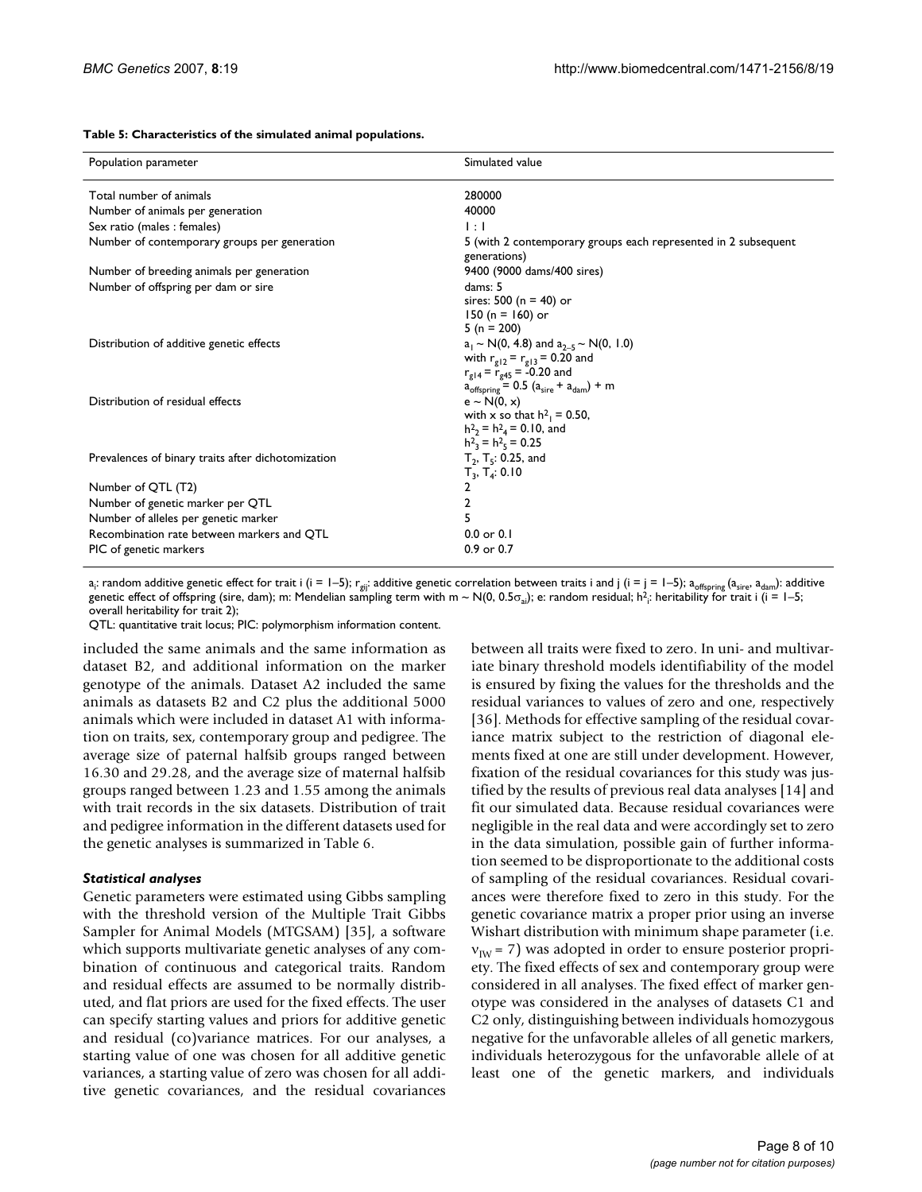**Table 5: Characteristics of the simulated animal populations.**

| Population parameter | Simulated value |
| --- | --- |
| Total number of animals | 280000 |
| Number of animals per generation | 40000 |
| Sex ratio (males : females) | 1 : 1 |
| Number of contemporary groups per generation | 5 (with 2 contemporary groups each represented in 2 subsequent generations) |
| Number of breeding animals per generation | 9400 (9000 dams/400 sires) |
| Number of offspring per dam or sire | dams: 5<br>sires: 500 (n = 40) or<br>150 (n = 160) or<br>5 (n = 200) |
| Distribution of additive genetic effects | $a_1 \sim N(0, 4.8)$ and $a_{2-5} \sim N(0, 1.0)$<br>with $r_{g12} = r_{g13} = 0.20$ and<br>$r_{g14} = r_{g45} = -0.20$ and<br>$a_{offspring} = 0.5 (a_{sire} + a_{dam}) + m$ |
| Distribution of residual effects | $e \sim N(0, x)$<br>with x so that $h^2_1 = 0.50$,<br>$h^2_2 = h^2_4 = 0.10$, and<br>$h^2_3 = h^2_5 = 0.25$ |
| Prevalences of binary traits after dichotomization | $T_2$, $T_5$: 0.25, and<br>$T_3$, $T_4$: 0.10 |
| Number of QTL (T2) | 2 |
| Number of genetic marker per QTL | 2 |
| Number of alleles per genetic marker | 5 |
| Recombination rate between markers and QTL | 0.0 or 0.1 |
| PIC of genetic markers | 0.9 or 0.7 |

$a_i$: random additive genetic effect for trait i (i = 1–5); $r_{gij}$: additive genetic correlation between traits i and j (i = j = 1–5); $a_{offspring}$ ($a_{sire}$, $a_{dam}$): additive genetic effect of offspring (sire, dam); m: Mendelian sampling term with $m \sim N(0, 0.5\sigma_{ai})$; e: random residual; $h^2_i$: heritability for trait i (i = 1–5; overall heritability for trait 2);
QTL: quantitative trait locus; PIC: polymorphism information content.

included the same animals and the same information as dataset B2, and additional information on the marker genotype of the animals. Dataset A2 included the same animals as datasets B2 and C2 plus the additional 5000 animals which were included in dataset A1 with information on traits, sex, contemporary group and pedigree. The average size of paternal halfsib groups ranged between 16.30 and 29.28, and the average size of maternal halfsib groups ranged between 1.23 and 1.55 among the animals with trait records in the six datasets. Distribution of trait and pedigree information in the different datasets used for the genetic analyses is summarized in Table 6.

### *Statistical analyses*

Genetic parameters were estimated using Gibbs sampling with the threshold version of the Multiple Trait Gibbs Sampler for Animal Models (MTGSAM) [35], a software which supports multivariate genetic analyses of any combination of continuous and categorical traits. Random and residual effects are assumed to be normally distributed, and flat priors are used for the fixed effects. The user can specify starting values and priors for additive genetic and residual (co)variance matrices. For our analyses, a starting value of one was chosen for all additive genetic variances, a starting value of zero was chosen for all additive genetic covariances, and the residual covariances between all traits were fixed to zero. In uni- and multivariate binary threshold models identifiability of the model is ensured by fixing the values for the thresholds and the residual variances to values of zero and one, respectively [36]. Methods for effective sampling of the residual covariance matrix subject to the restriction of diagonal elements fixed at one are still under development. However, fixation of the residual covariances for this study was justified by the results of previous real data analyses [14] and fit our simulated data. Because residual covariances were negligible in the real data and were accordingly set to zero in the data simulation, possible gain of further information seemed to be disproportionate to the additional costs of sampling of the residual covariances. Residual covariances were therefore fixed to zero in this study. For the genetic covariance matrix a proper prior using an inverse Wishart distribution with minimum shape parameter (i.e. $\nu_{IW} = 7$) was adopted in order to ensure posterior propriety. The fixed effects of sex and contemporary group were considered in all analyses. The fixed effect of marker genotype was considered in the analyses of datasets C1 and C2 only, distinguishing between individuals homozygous negative for the unfavorable alleles of all genetic markers, individuals heterozygous for the unfavorable allele of at least one of the genetic markers, and individuals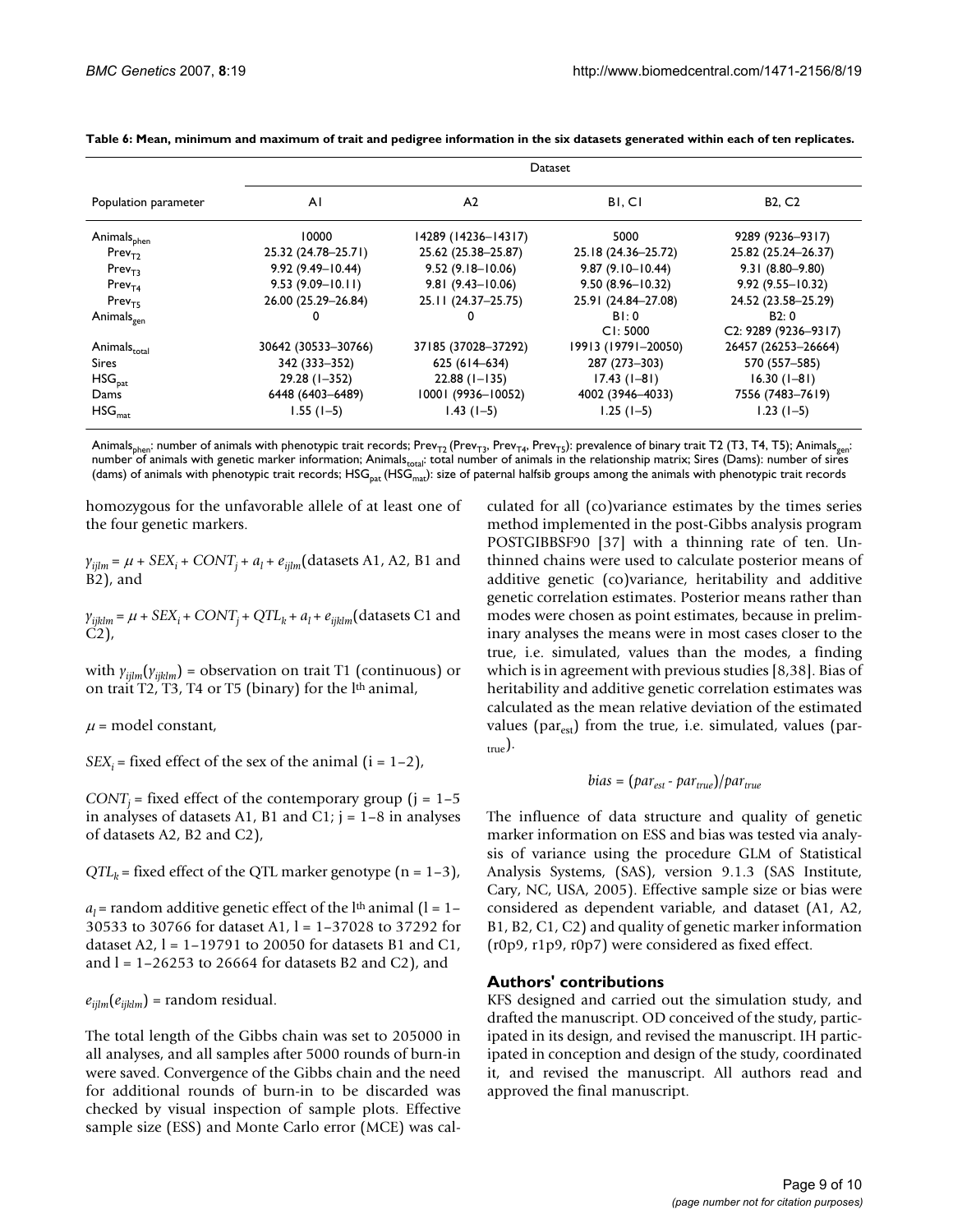**Table 6: Mean, minimum and maximum of trait and pedigree information in the six datasets generated within each of ten replicates.**

| Population parameter | Dataset | | | |
|---|---|---|---|---|
| | A1 | A2 | B1, C1 | B2, C2 |
| $Animals_{phen}$ | 10000 | 14289 (14236–14317) | 5000 | 9289 (9236–9317) |
| $Prev_{T2}$ | 25.32 (24.78–25.71) | 25.62 (25.38–25.87) | 25.18 (24.36–25.72) | 25.82 (25.24–26.37) |
| $Prev_{T3}$ | 9.92 (9.49–10.44) | 9.52 (9.18–10.06) | 9.87 (9.10–10.44) | 9.31 (8.80–9.80) |
| $Prev_{T4}$ | 9.53 (9.09–10.11) | 9.81 (9.43–10.06) | 9.50 (8.96–10.32) | 9.92 (9.55–10.32) |
| $Prev_{T5}$ | 26.00 (25.29–26.84) | 25.11 (24.37–25.75) | 25.91 (24.84–27.08) | 24.52 (23.58–25.29) |
| $Animals_{gen}$ | 0 | 0 | B1: 0<br>C1: 5000 | B2: 0<br>C2: 9289 (9236–9317) |
| $Animals_{total}$ | 30642 (30533–30766) | 37185 (37028–37292) | 19913 (19791–20050) | 26457 (26253–26664) |
| Sires | 342 (333–352) | 625 (614–634) | 287 (273–303) | 570 (557–585) |
| $HSG_{pat}$ | 29.28 (1–352) | 22.88 (1–135) | 17.43 (1–81) | 16.30 (1–81) |
| Dams | 6448 (6403–6489) | 10001 (9936–10052) | 4002 (3946–4033) | 7556 (7483–7619) |
| $HSG_{mat}$ | 1.55 (1–5) | 1.43 (1–5) | 1.25 (1–5) | 1.23 (1–5) |

$Animals_{phen}$: number of animals with phenotypic trait records; $Prev_{T2}$ ($Prev_{T3}$, $Prev_{T4}$, $Prev_{T5}$): prevalence of binary trait T2 (T3, T4, T5); $Animals_{gen}$: number of animals with genetic marker information; $Animals_{total}$: total number of animals in the relationship matrix; Sires (Dams): number of sires (dams) of animals with phenotypic trait records; $HSG_{pat}$ ($HSG_{mat}$): size of paternal halfsib groups among the animals with phenotypic trait records

homozygous for the unfavorable allele of at least one of the four genetic markers.

$y_{ijlm} = \mu + SEX_i + CONT_j + a_l + e_{ijlm}$(datasets A1, A2, B1 and B2), and

$y_{ijklm} = \mu + SEX_i + CONT_j + QTL_k + a_l + e_{ijklm}$(datasets C1 and C2),

with $y_{ijlm}$($y_{ijklm}$) = observation on trait T1 (continuous) or on trait T2, T3, T4 or T5 (binary) for the l^th animal,

$\mu$ = model constant,

$SEX_i$ = fixed effect of the sex of the animal (i = 1–2),

$CONT_j$ = fixed effect of the contemporary group (j = 1–5 in analyses of datasets A1, B1 and C1; j = 1–8 in analyses of datasets A2, B2 and C2),

$QTL_k$ = fixed effect of the QTL marker genotype (n = 1–3),

$a_l$ = random additive genetic effect of the l^th animal (l = 1–30533 to 30766 for dataset A1, l = 1–37028 to 37292 for dataset A2, l = 1–19791 to 20050 for datasets B1 and C1, and l = 1–26253 to 26664 for datasets B2 and C2), and

$e_{ijlm}$($e_{ijklm}$) = random residual.

The total length of the Gibbs chain was set to 205000 in all analyses, and all samples after 5000 rounds of burn-in were saved. Convergence of the Gibbs chain and the need for additional rounds of burn-in to be discarded was checked by visual inspection of sample plots. Effective sample size (ESS) and Monte Carlo error (MCE) was calculated for all (co)variance estimates by the times series method implemented in the post-Gibbs analysis program POSTGIBBSF90 [37] with a thinning rate of ten. Unthinned chains were used to calculate posterior means of additive genetic (co)variance, heritability and additive genetic correlation estimates. Posterior means rather than modes were chosen as point estimates, because in preliminary analyses the means were in most cases closer to the true, i.e. simulated, values than the modes, a finding which is in agreement with previous studies [8,38]. Bias of heritability and additive genetic correlation estimates was calculated as the mean relative deviation of the estimated values ($par_{est}$) from the true, i.e. simulated, values ($par_{true}$).

$$bias = (par_{est} - par_{true})/par_{true}$$

The influence of data structure and quality of genetic marker information on ESS and bias was tested via analysis of variance using the procedure GLM of Statistical Analysis Systems, (SAS), version 9.1.3 (SAS Institute, Cary, NC, USA, 2005). Effective sample size or bias were considered as dependent variable, and dataset (A1, A2, B1, B2, C1, C2) and quality of genetic marker information (r0p9, r1p9, r0p7) were considered as fixed effect.

## Authors' contributions

KFS designed and carried out the simulation study, and drafted the manuscript. OD conceived of the study, participated in its design, and revised the manuscript. IH participated in conception and design of the study, coordinated it, and revised the manuscript. All authors read and approved the final manuscript.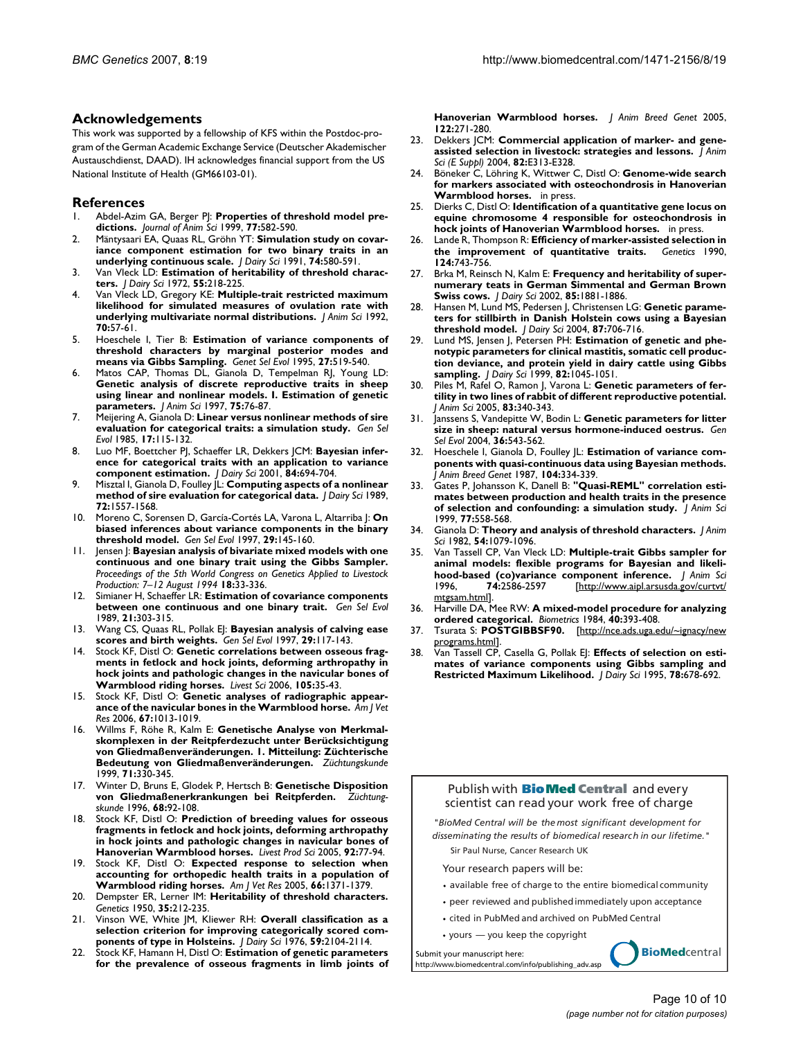## Acknowledgements

This work was supported by a fellowship of KFS within the Postdoc-program of the German Academic Exchange Service (Deutscher Akademischer Austauschdienst, DAAD). IH acknowledges financial support from the US National Institute of Health (GM66103-01).

## References

1. Abdel-Azim GA, Berger PJ: **Properties of threshold model predictions.** *Journal of Anim Sci* 1999, **77:**582-590.
2. Mäntysaari EA, Quaas RL, Gröhn YT: **Simulation study on covariance component estimation for two binary traits in an underlying continuous scale.** *J Dairy Sci* 1991, **74:**580-591.
3. Van Vleck LD: **Estimation of heritability of threshold characters.** *J Dairy Sci* 1972, **55:**218-225.
4. Van Vleck LD, Gregory KE: **Multiple-trait restricted maximum likelihood for simulated measures of ovulation rate with underlying multivariate normal distributions.** *J Anim Sci* 1992, **70:**57-61.
5. Hoeschele I, Tier B: **Estimation of variance components of threshold characters by marginal posterior modes and means via Gibbs Sampling.** *Genet Sel Evol* 1995, **27:**519-540.
6. Matos CAP, Thomas DL, Gianola D, Tempelman RJ, Young LD: **Genetic analysis of discrete reproductive traits in sheep using linear and nonlinear models. I. Estimation of genetic parameters.** *J Anim Sci* 1997, **75:**76-87.
7. Meijering A, Gianola D: **Linear versus nonlinear methods of sire evaluation for categorical traits: a simulation study.** *Gen Sel Evol* 1985, **17:**115-132.
8. Luo MF, Boettcher PJ, Schaeffer LR, Dekkers JCM: **Bayesian inference for categorical traits with an application to variance component estimation.** *J Dairy Sci* 2001, **84:**694-704.
9. Misztal I, Gianola D, Foulley JL: **Computing aspects of a nonlinear method of sire evaluation for categorical data.** *J Dairy Sci* 1989, **72:**1557-1568.
10. Moreno C, Sorensen D, García-Cortés LA, Varona L, Altarriba J: **On biased inferences about variance components in the binary threshold model.** *Gen Sel Evol* 1997, **29:**145-160.
11. Jensen J: **Bayesian analysis of bivariate mixed models with one continuous and one binary trait using the Gibbs Sampler.** *Proceedings of the 5th World Congress on Genetics Applied to Livestock Production: 7–12 August 1994* **18:**33-336.
12. Simianer H, Schaeffer LR: **Estimation of covariance components between one continuous and one binary trait.** *Gen Sel Evol* 1989, **21:**303-315.
13. Wang CS, Quaas RL, Pollak EJ: **Bayesian analysis of calving ease scores and birth weights.** *Gen Sel Evol* 1997, **29:**117-143.
14. Stock KF, Distl O: **Genetic correlations between osseous fragments in fetlock and hock joints, deforming arthropathy in hock joints and pathologic changes in the navicular bones of Warmblood riding horses.** *Livest Sci* 2006, **105:**35-43.
15. Stock KF, Distl O: **Genetic analyses of radiographic appearance of the navicular bones in the Warmblood horse.** *Am J Vet Res* 2006, **67:**1013-1019.
16. Willms F, Röhe R, Kalm E: **Genetische Analyse von Merkmalskomplexen in der Reitpferdezucht unter Berücksichtigung von Gliedmaßenveränderungen. 1. Mitteilung: Züchterische Bedeutung von Gliedmaßenveränderungen.** *Züchtungskunde* 1999, **71:**330-345.
17. Winter D, Bruns E, Glodek P, Hertsch B: **Genetische Disposition von Gliedmaßenerkrankungen bei Reitpferden.** *Züchtungskunde* 1996, **68:**92-108.
18. Stock KF, Distl O: **Prediction of breeding values for osseous fragments in fetlock and hock joints, deforming arthropathy in hock joints and pathologic changes in navicular bones of Hanoverian Warmblood horses.** *Livest Prod Sci* 2005, **92:**77-94.
19. Stock KF, Distl O: **Expected response to selection when accounting for orthopedic health traits in a population of Warmblood riding horses.** *Am J Vet Res* 2005, **66:**1371-1379.
20. Dempster ER, Lerner IM: **Heritability of threshold characters.** *Genetics* 1950, **35:**212-235.
21. Vinson WE, White JM, Kliewer RH: **Overall classification as a selection criterion for improving categorically scored components of type in Holsteins.** *J Dairy Sci* 1976, **59:**2104-2114.
22. Stock KF, Hamann H, Distl O: **Estimation of genetic parameters for the prevalence of osseous fragments in limb joints of Hanoverian Warmblood horses.** *J Anim Breed Genet* 2005, **122:**271-280.
23. Dekkers JCM: **Commercial application of marker- and gene-assisted selection in livestock: strategies and lessons.** *J Anim Sci (E Suppl)* 2004, **82:**E313-E328.
24. Böneker C, Löhring K, Wittwer C, Distl O: **Genome-wide search for markers associated with osteochondrosis in Hanoverian Warmblood horses.** in press.
25. Dierks C, Distl O: **Identification of a quantitative gene locus on equine chromosome 4 responsible for osteochondrosis in hock joints of Hanoverian Warmblood horses.** in press.
26. Lande R, Thompson R: **Efficiency of marker-assisted selection in the improvement of quantitative traits.** *Genetics* 1990, **124:**743-756.
27. Brka M, Reinsch N, Kalm E: **Frequency and heritability of supernumerary teats in German Simmental and German Brown Swiss cows.** *J Dairy Sci* 2002, **85:**1881-1886.
28. Hansen M, Lund MS, Pedersen J, Christensen LG: **Genetic parameters for stillbirth in Danish Holstein cows using a Bayesian threshold model.** *J Dairy Sci* 2004, **87:**706-716.
29. Lund MS, Jensen J, Petersen PH: **Estimation of genetic and phenotypic parameters for clinical mastitis, somatic cell production deviance, and protein yield in dairy cattle using Gibbs sampling.** *J Dairy Sci* 1999, **82:**1045-1051.
30. Piles M, Rafel O, Ramon J, Varona L: **Genetic parameters of fertility in two lines of rabbit of different reproductive potential.** *J Anim Sci* 2005, **83:**340-343.
31. Janssens S, Vandepitte W, Bodin L: **Genetic parameters for litter size in sheep: natural versus hormone-induced oestrus.** *Gen Sel Evol* 2004, **36:**543-562.
32. Hoeschele I, Gianola D, Foulley JL: **Estimation of variance components with quasi-continuous data using Bayesian methods.** *J Anim Breed Genet* 1987, **104:**334-339.
33. Gates P, Johansson K, Danell B: **"Quasi-REML" correlation estimates between production and health traits in the presence of selection and confounding: a simulation study.** *J Anim Sci* 1999, **77:**558-568.
34. Gianola D: **Theory and analysis of threshold characters.** *J Anim Sci* 1982, **54:**1079-1096.
35. Van Tassell CP, Van Vleck LD: **Multiple-trait Gibbs sampler for animal models: flexible programs for Bayesian and likelihood-based (co)variance component inference.** *J Anim Sci* 1996, **74:**2586-2597 [http://www.aipl.arsusda.gov/curtvt/mtgsam.html].
36. Harville DA, Mee RW: **A mixed-model procedure for analyzing ordered categorical.** *Biometrics* 1984, **40:**393-408.
37. Tsurata S: **POSTGIBBSF90.** [http://nce.ads.uga.edu/~ignacy/newprograms.html].
38. Van Tassell CP, Casella G, Pollak EJ: **Effects of selection on estimates of variance components using Gibbs sampling and Restricted Maximum Likelihood.** *J Dairy Sci* 1995, **78:**678-692.

Publish with **BioMed Central** and every scientist can read your work free of charge

*"BioMed Central will be the most significant development for disseminating the results of biomedical research in our lifetime."*
Sir Paul Nurse, Cancer Research UK

Your research papers will be:

- available free of charge to the entire biomedical community
- peer reviewed and published immediately upon acceptance
- cited in PubMed and archived on PubMed Central
- yours — you keep the copyright

Submit your manuscript here:
http://www.biomedcentral.com/info/publishing_adv.asp

BioMedcentral